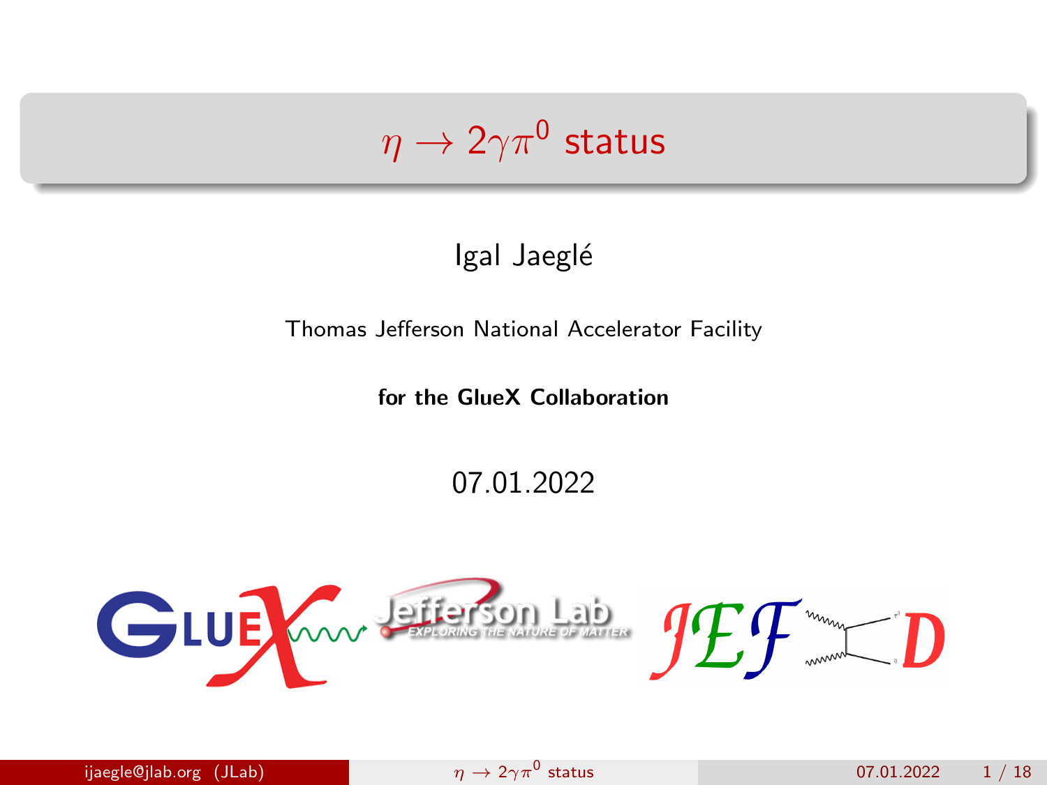# $\eta \to 2\gamma\pi^0$ status

Igal Jaeglé

Thomas Jefferson National Accelerator Facility

**for the GlueX Collaboration**

07.01.2022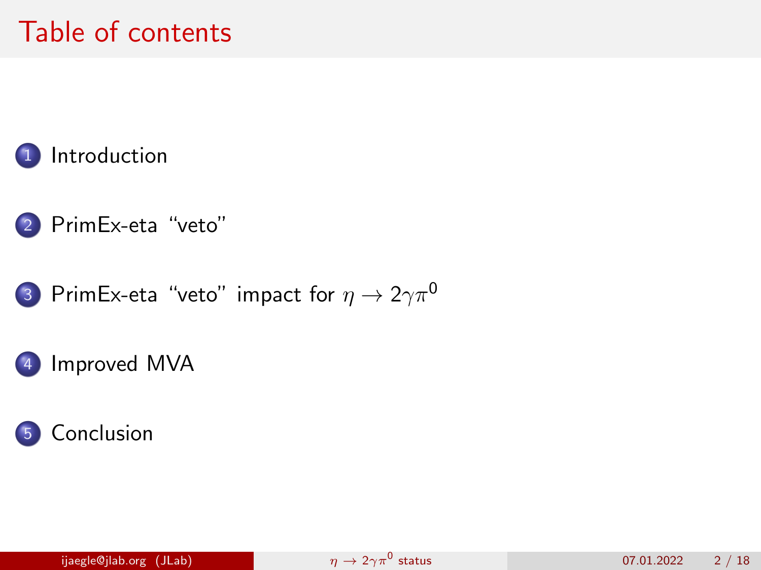# Table of contents

1. Introduction
2. PrimEx-eta “veto”
3. PrimEx-eta “veto” impact for $\eta \to 2\gamma\pi^0$
4. Improved MVA
5. Conclusion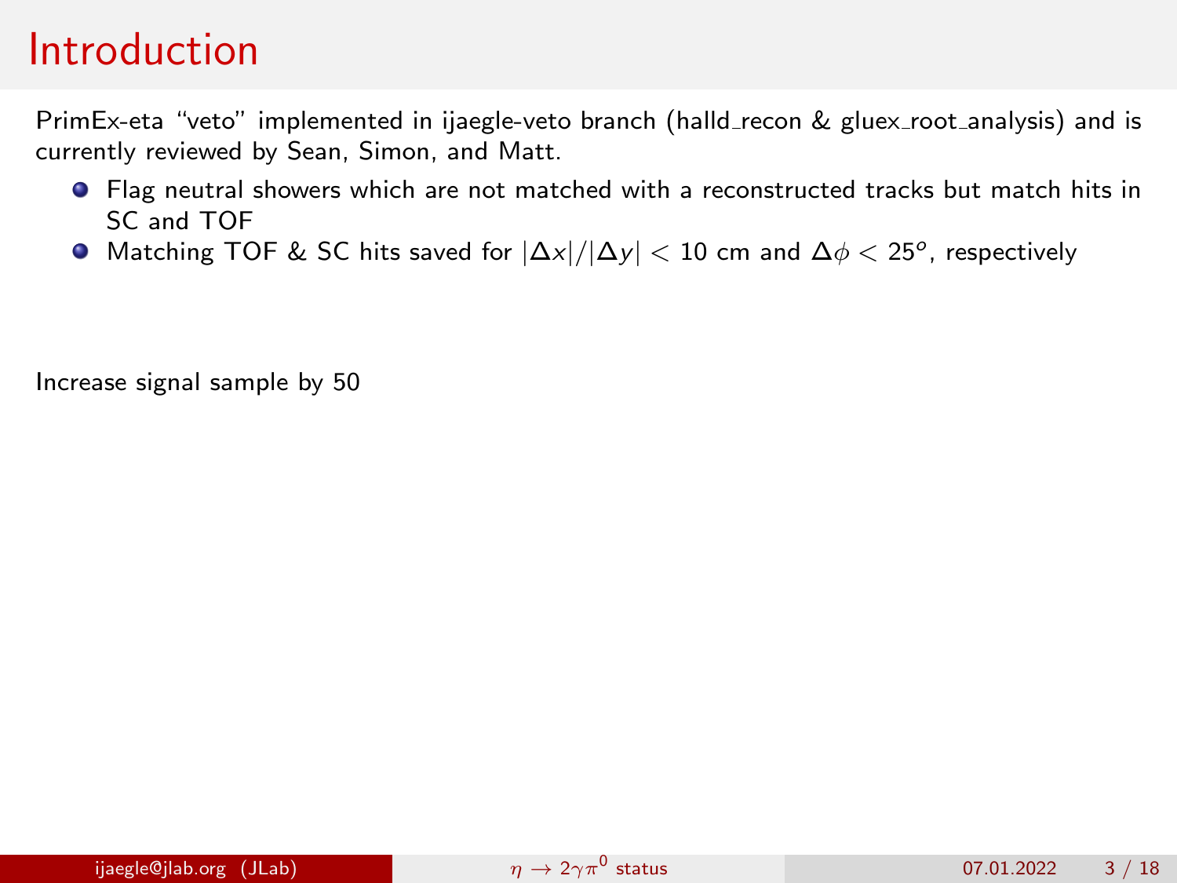# Introduction

PrimEx-eta "veto" implemented in ijaegle-veto branch (halld_recon & gluex_root_analysis) and is currently reviewed by Sean, Simon, and Matt.

- Flag neutral showers which are not matched with a reconstructed tracks but match hits in SC and TOF
- Matching TOF & SC hits saved for $|\Delta x|/|\Delta y| < 10$ cm and $\Delta\phi < 25^o$, respectively

Increase signal sample by 50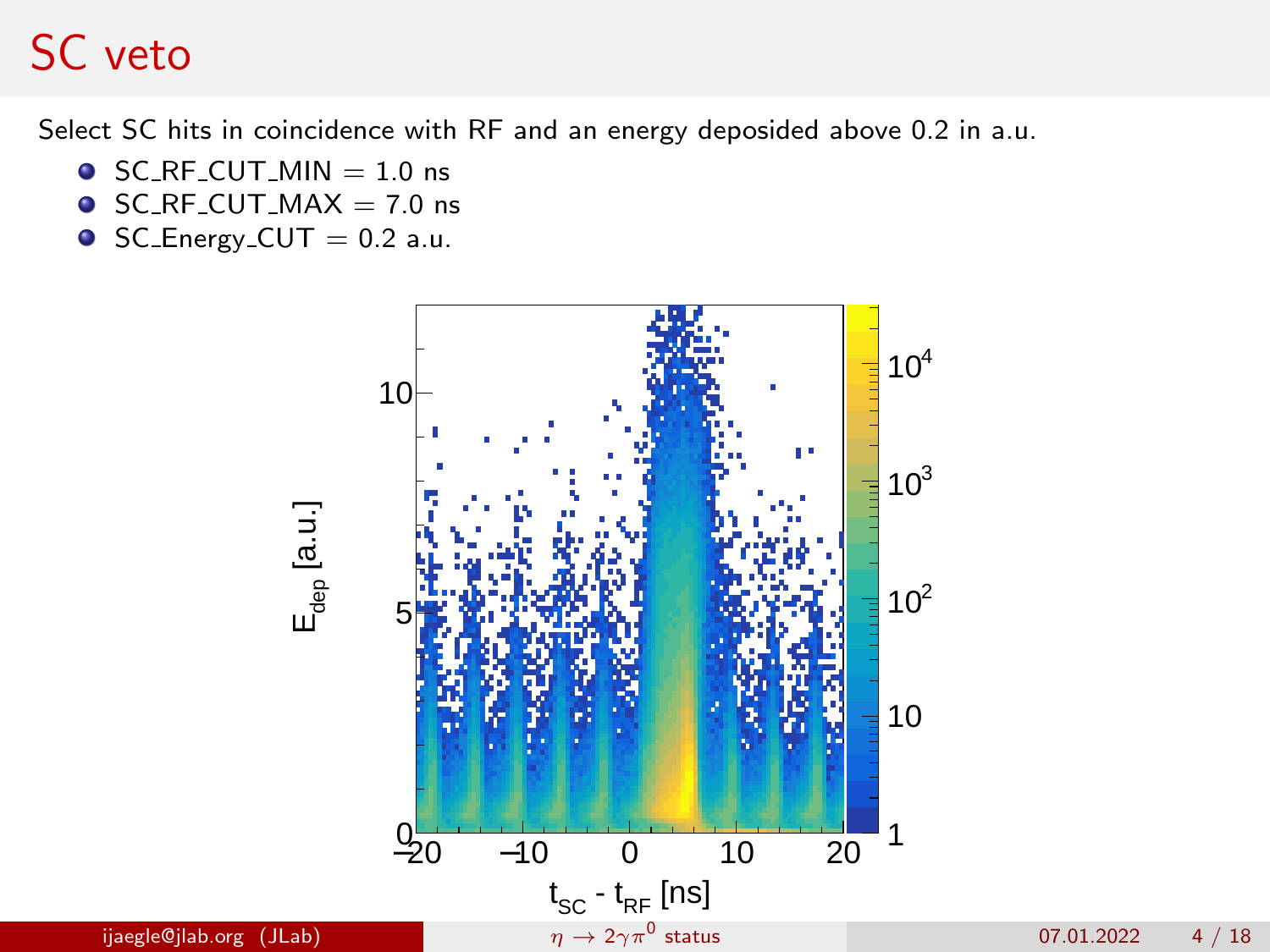# SC veto

Select SC hits in coincidence with RF and an energy deposided above 0.2 in a.u.

- SC_RF_CUT_MIN = 1.0 ns
- SC_RF_CUT_MAX = 7.0 ns
- SC_Energy_CUT = 0.2 a.u.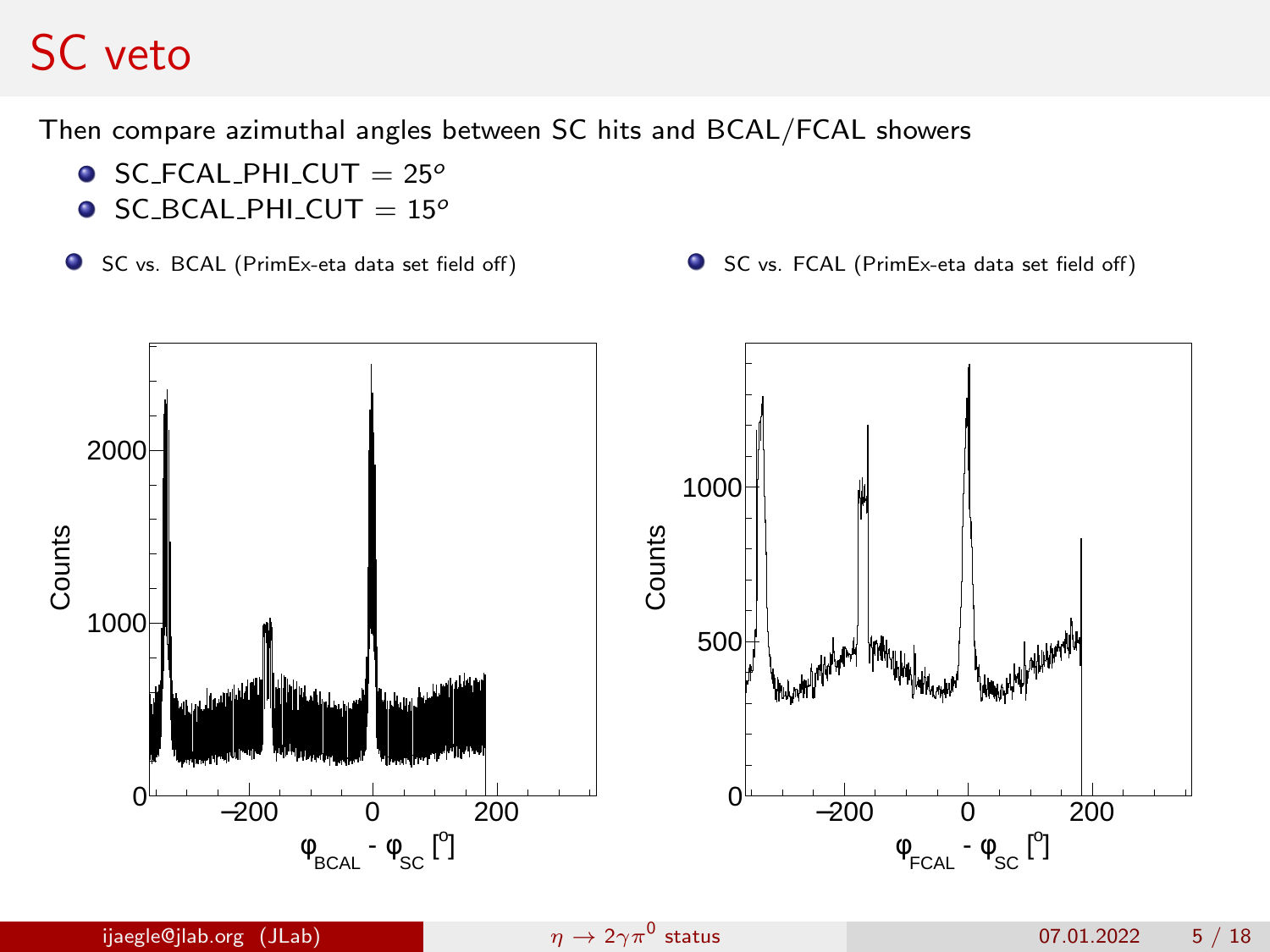# SC veto

Then compare azimuthal angles between SC hits and BCAL/FCAL showers

- SC_FCAL_PHI_CUT = $25^o$
- SC_BCAL_PHI_CUT = $15^o$

- SC vs. BCAL (PrimEx-eta data set field off)
- SC vs. FCAL (PrimEx-eta data set field off)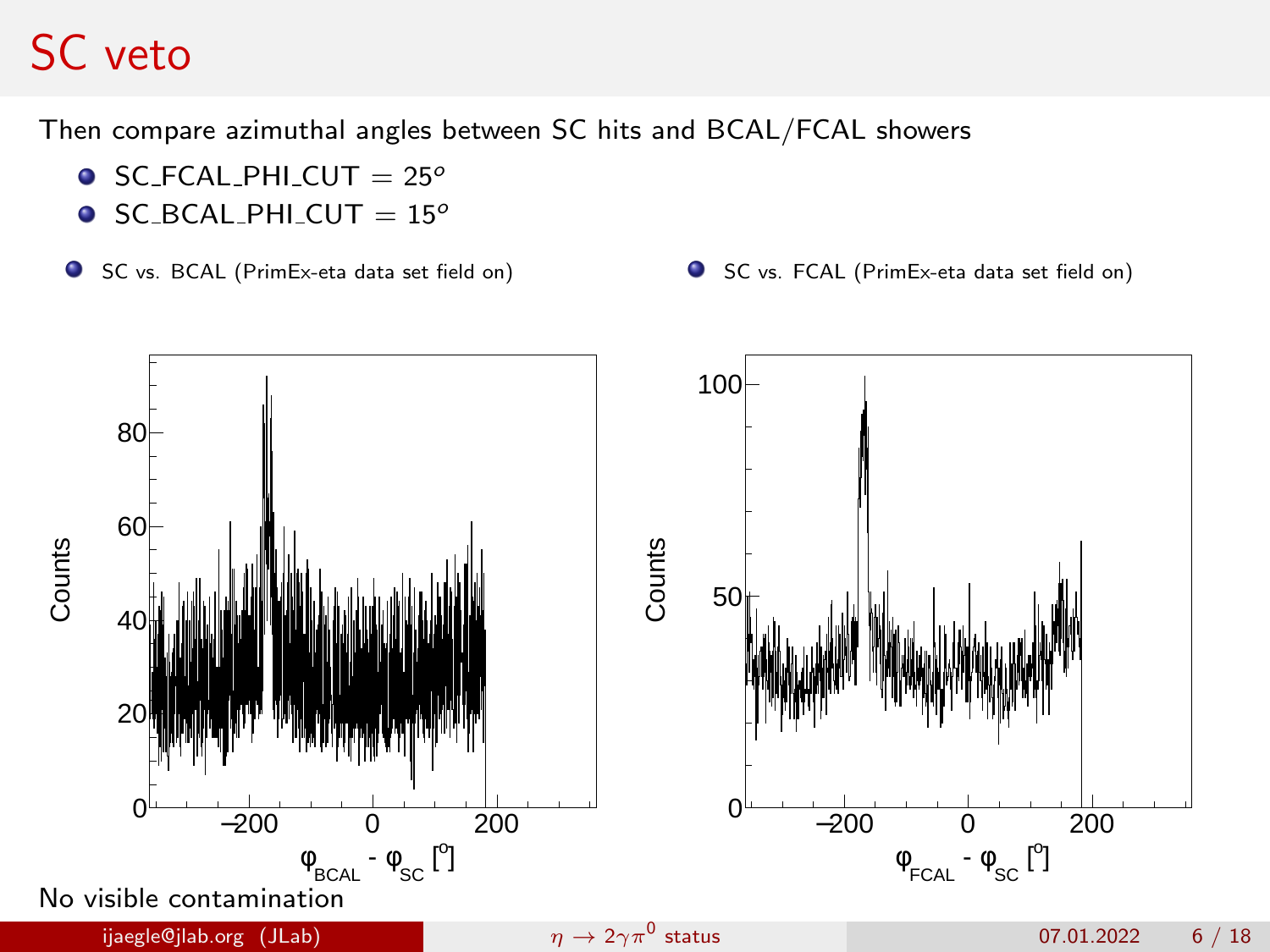# SC veto

Then compare azimuthal angles between SC hits and BCAL/FCAL showers

- SC_FCAL_PHI_CUT = $25^o$
- SC_BCAL_PHI_CUT = $15^o$

- SC vs. BCAL (PrimEx-eta data set field on)
- SC vs. FCAL (PrimEx-eta data set field on)

No visible contamination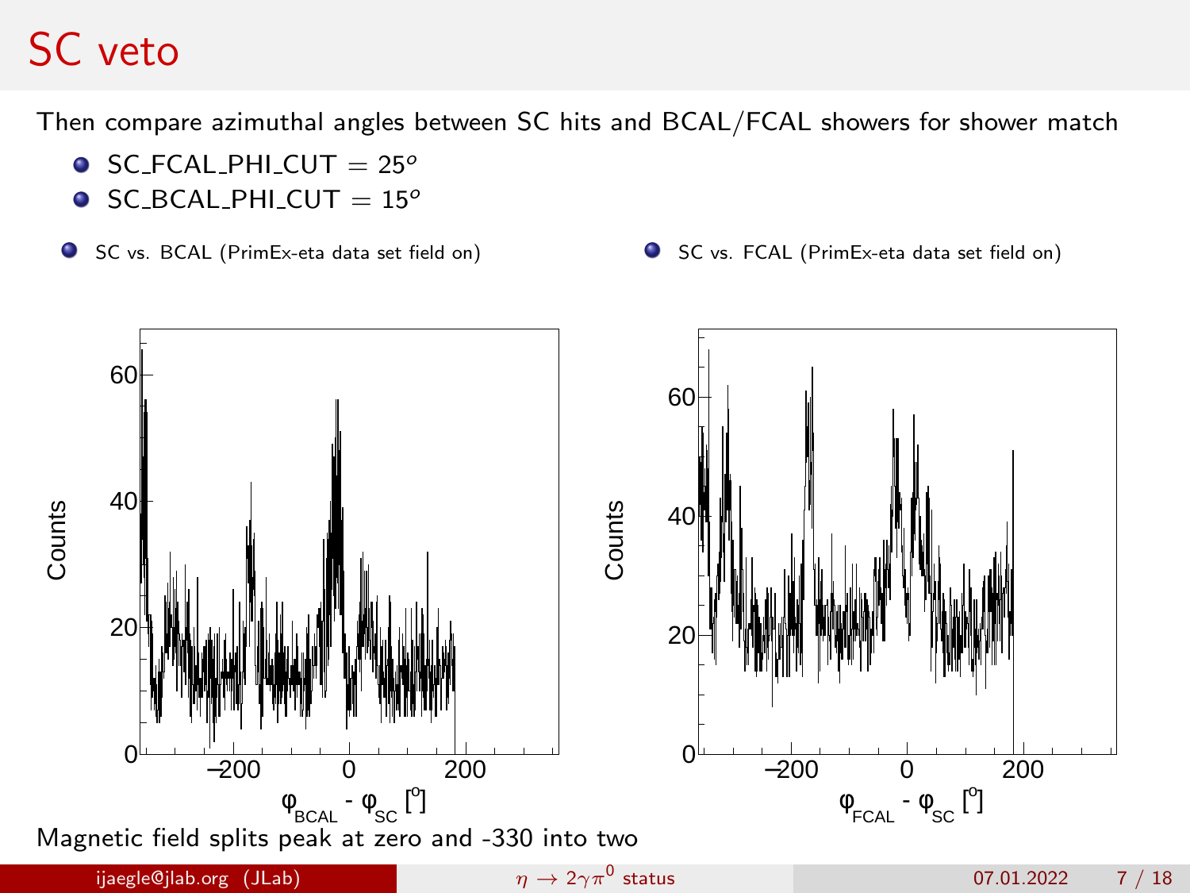# SC veto

Then compare azimuthal angles between SC hits and BCAL/FCAL showers for shower match

- SC_FCAL_PHI_CUT $= 25^o$
- SC_BCAL_PHI_CUT $= 15^o$

- SC vs. BCAL (PrimEx-eta data set field on)
- SC vs. FCAL (PrimEx-eta data set field on)

Magnetic field splits peak at zero and -330 into two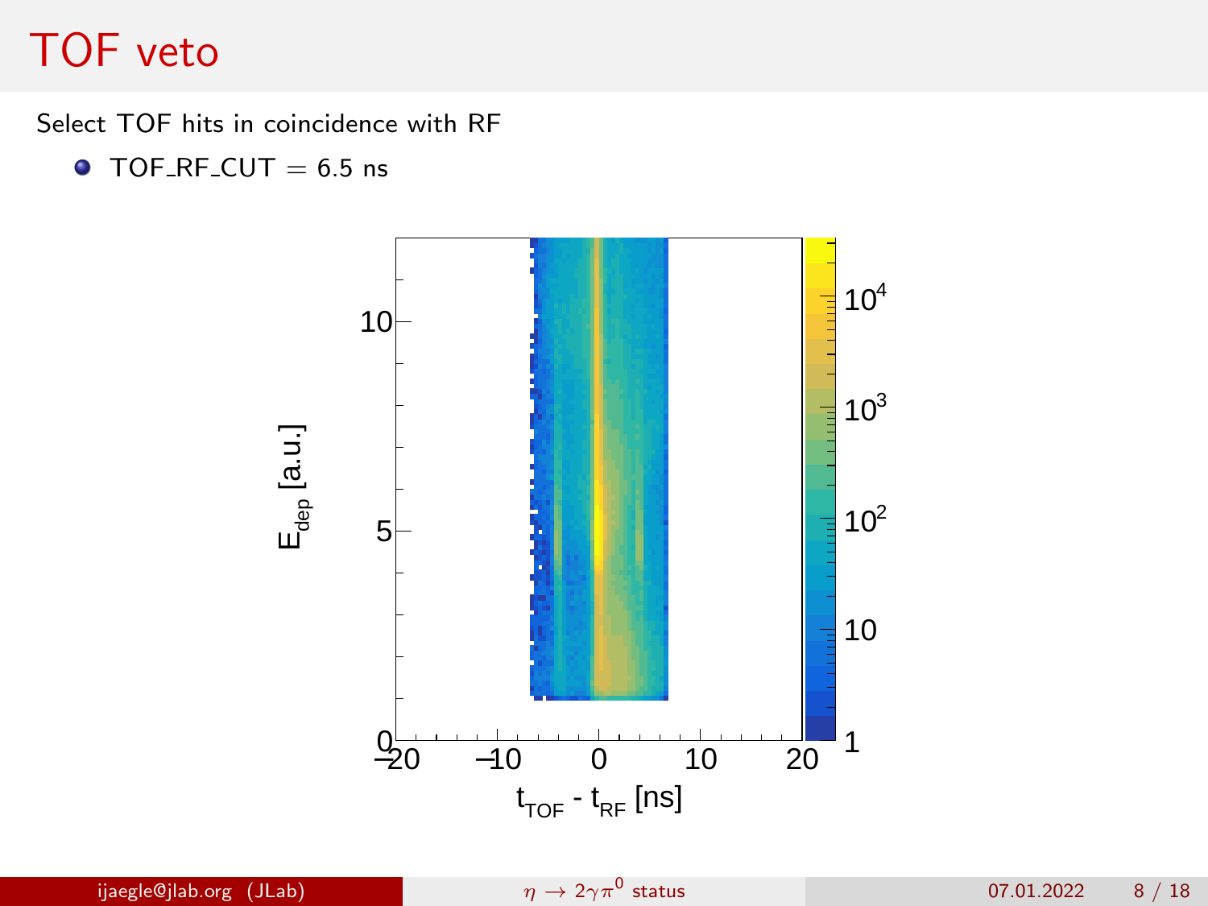# TOF veto

Select TOF hits in coincidence with RF

- TOF_RF_CUT = 6.5 ns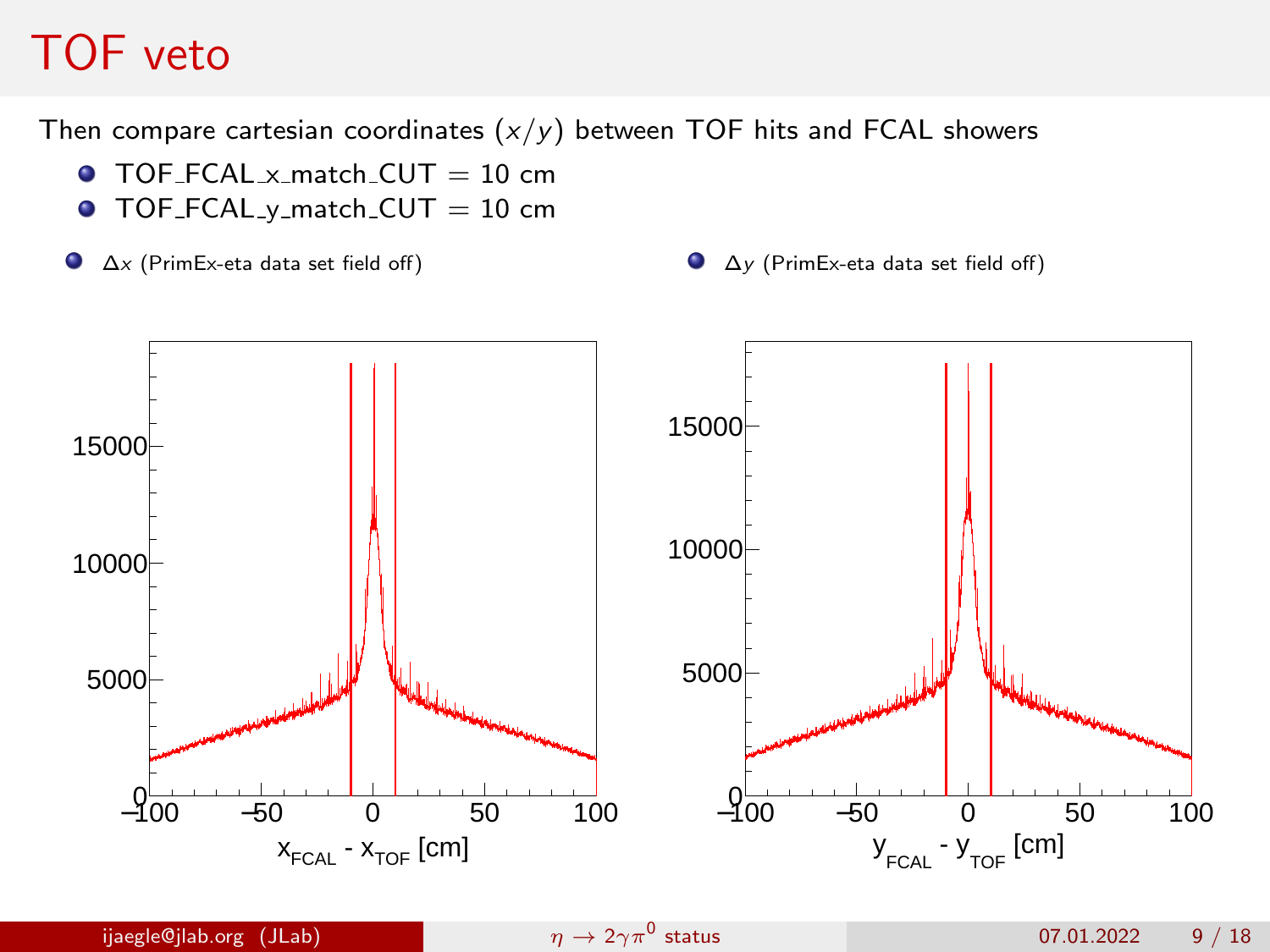# TOF veto

Then compare cartesian coordinates $(x/y)$ between TOF hits and FCAL showers

- TOF_FCAL_x_match_CUT = 10 cm
- TOF_FCAL_y_match_CUT = 10 cm

- $\Delta x$ (PrimEx-eta data set field off)
- $\Delta y$ (PrimEx-eta data set field off)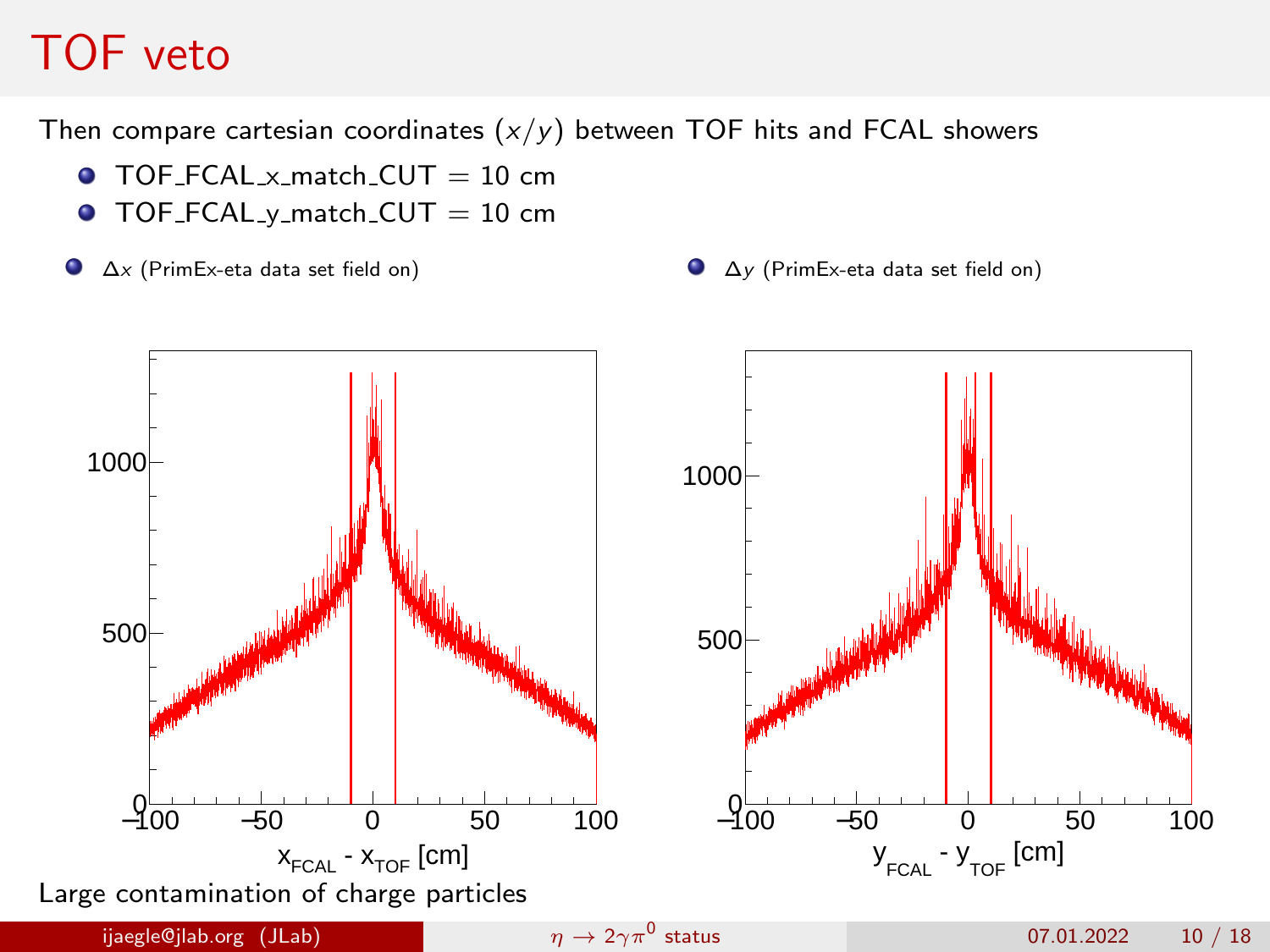# TOF veto

Then compare cartesian coordinates ($x/y$) between TOF hits and FCAL showers

- TOF_FCAL_x_match_CUT = 10 cm
- TOF_FCAL_y_match_CUT = 10 cm

- $\Delta x$ (PrimEx-eta data set field on)
- $\Delta y$ (PrimEx-eta data set field on)

Large contamination of charge particles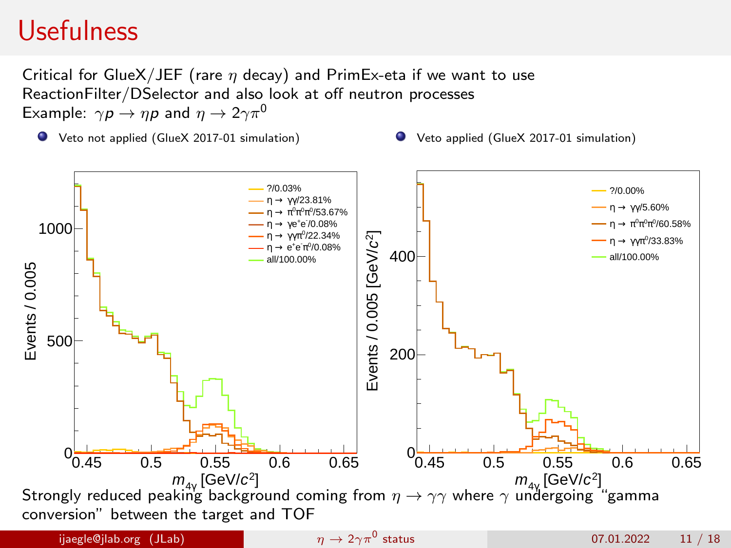# Usefulness

Critical for GlueX/JEF (rare $\eta$ decay) and PrimEx-eta if we want to use ReactionFilter/DSelector and also look at off neutron processes

Example: $\gamma p \rightarrow \eta p$ and $\eta \rightarrow 2\gamma\pi^0$

- Veto not applied (GlueX 2017-01 simulation)
- Veto applied (GlueX 2017-01 simulation)

Strongly reduced peaking background coming from $\eta \rightarrow \gamma\gamma$ where $\gamma$ undergoing "gamma conversion" between the target and TOF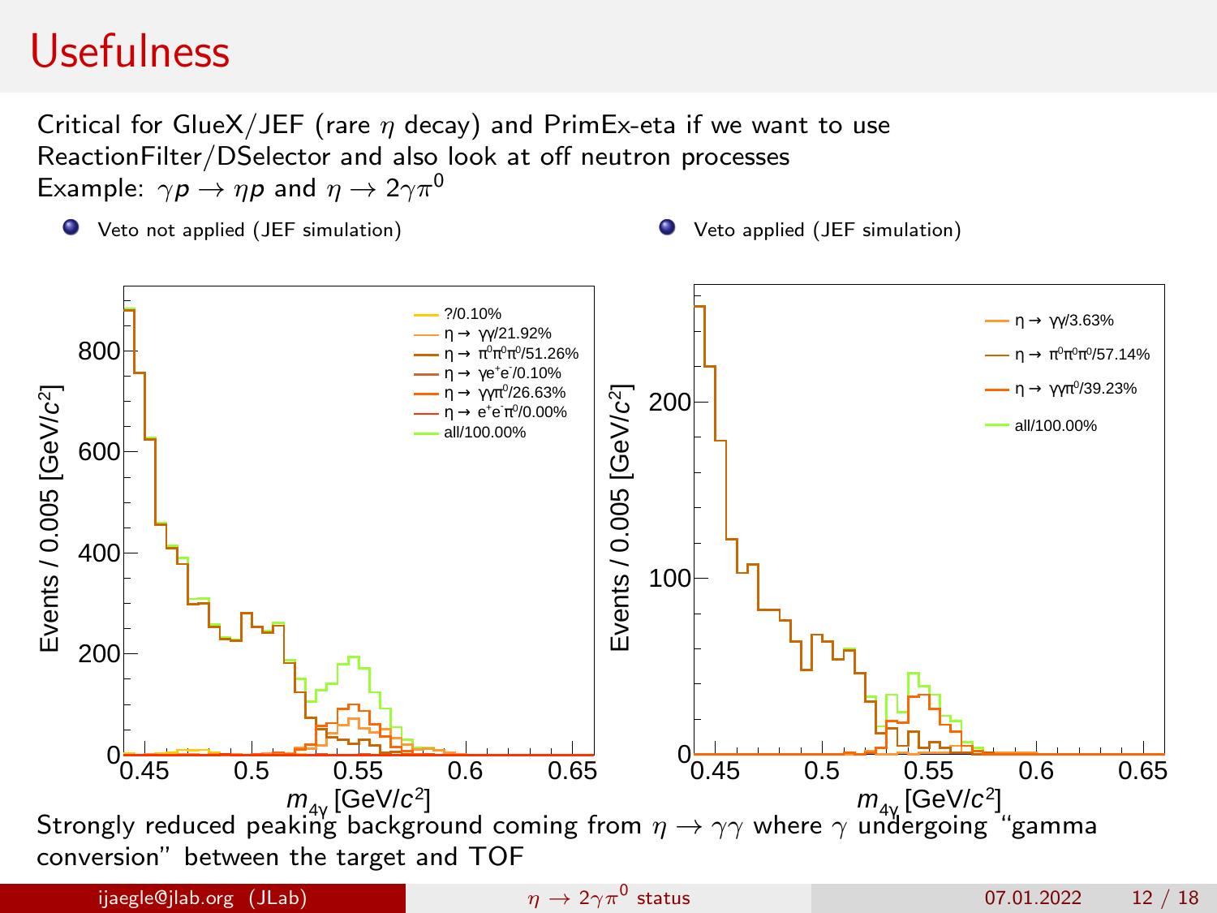# Usefulness

Critical for GlueX/JEF (rare $\eta$ decay) and PrimEx-eta if we want to use ReactionFilter/DSelector and also look at off neutron processes

Example: $\gamma p \to \eta p$ and $\eta \to 2\gamma\pi^0$

- Veto not applied (JEF simulation)
- Veto applied (JEF simulation)

Strongly reduced peaking background coming from $\eta \to \gamma\gamma$ where $\gamma$ undergoing "gamma conversion" between the target and TOF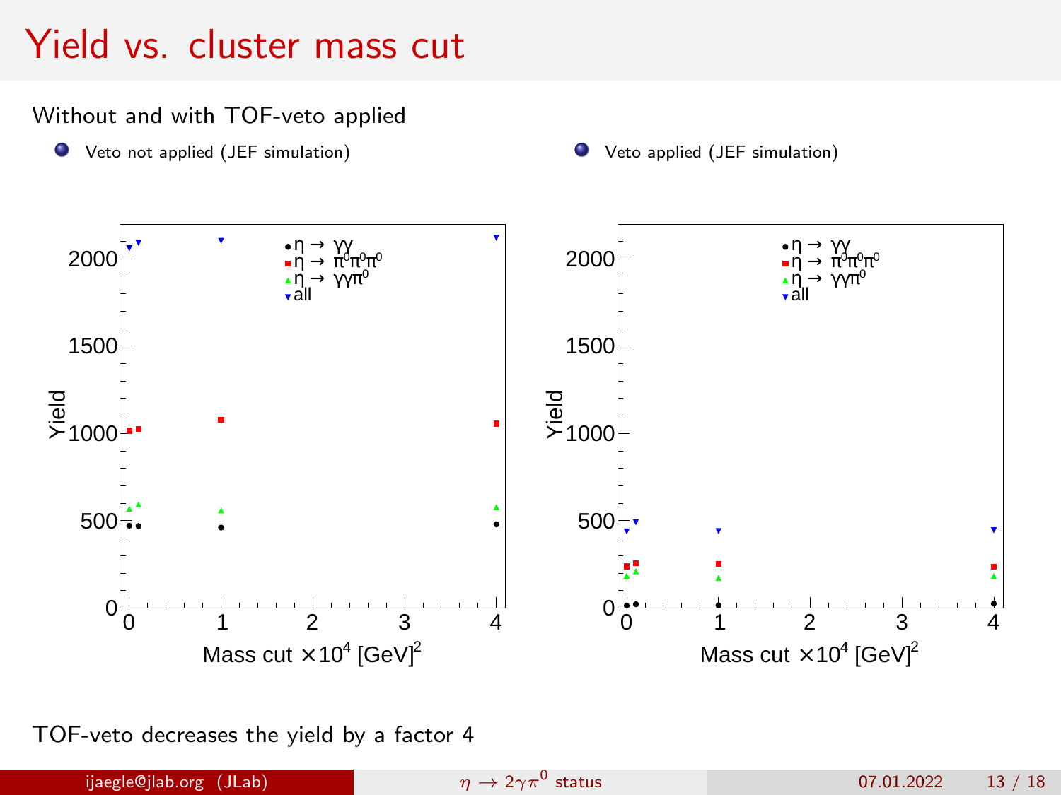# Yield vs. cluster mass cut

Without and with TOF-veto applied

- Veto not applied (JEF simulation)
- Veto applied (JEF simulation)

TOF-veto decreases the yield by a factor 4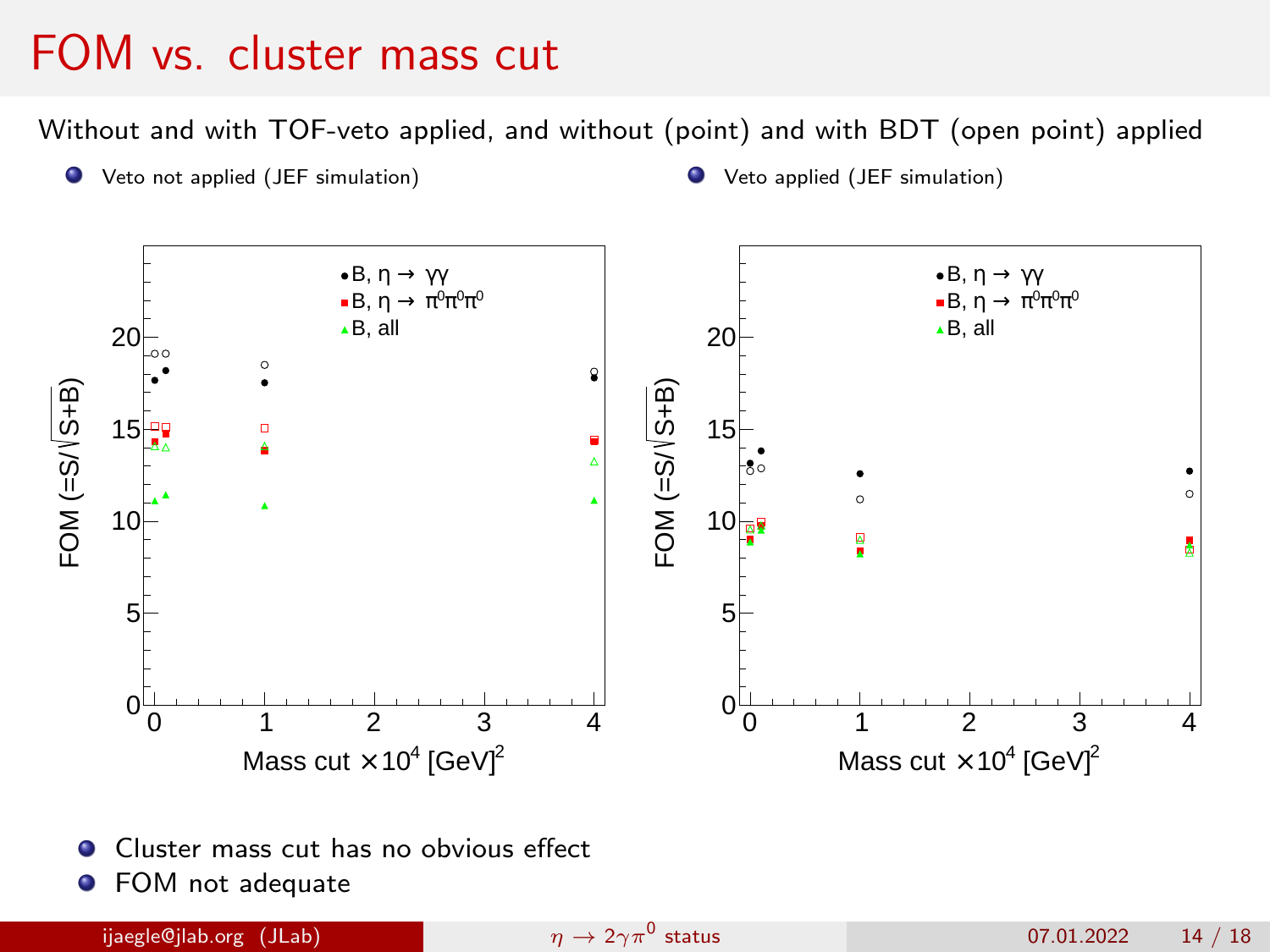# FOM vs. cluster mass cut

Without and with TOF-veto applied, and without (point) and with BDT (open point) applied

- Veto not applied (JEF simulation)
- Veto applied (JEF simulation)

- Cluster mass cut has no obvious effect
- FOM not adequate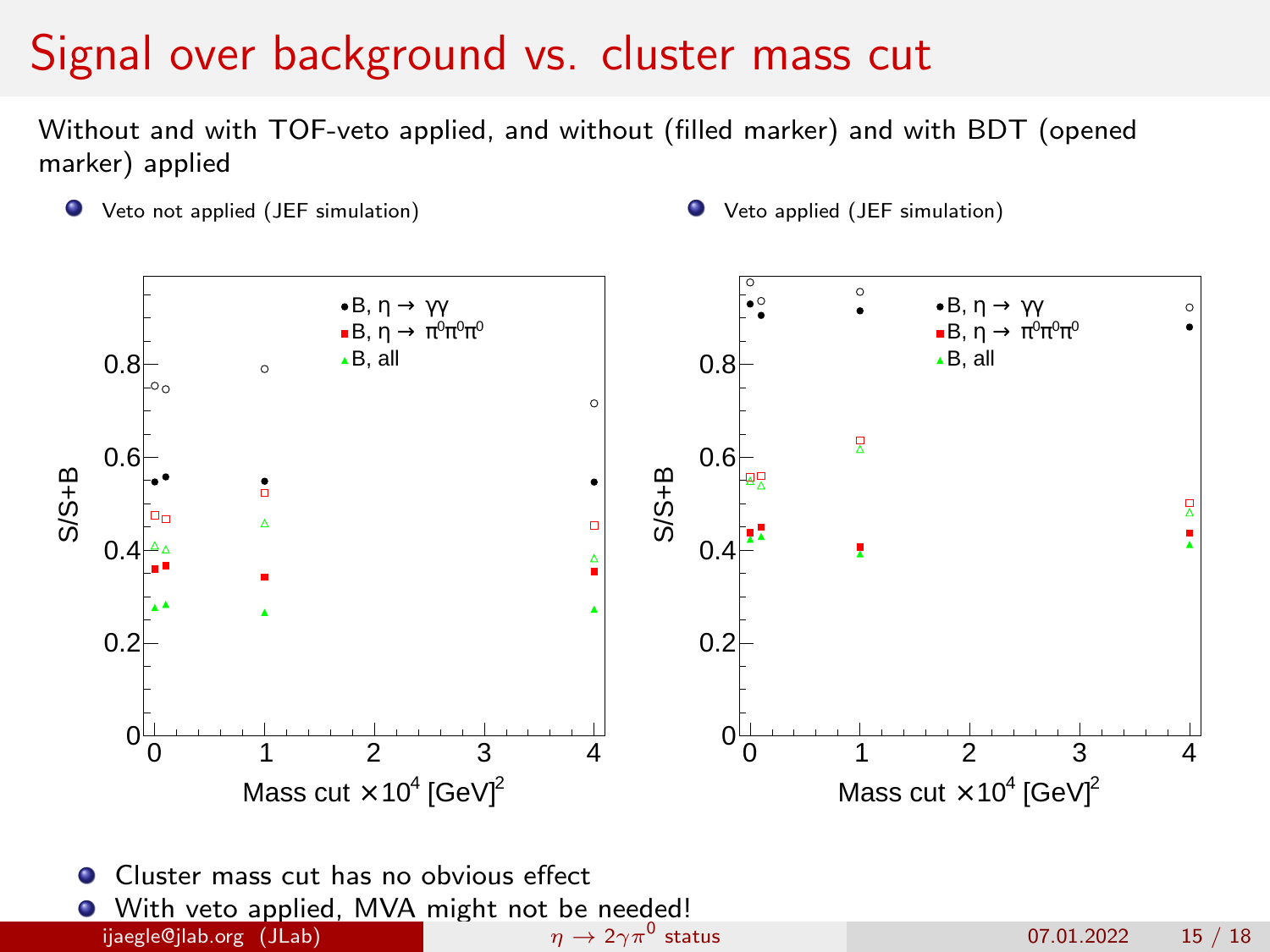# Signal over background vs. cluster mass cut

Without and with TOF-veto applied, and without (filled marker) and with BDT (opened marker) applied

- Veto not applied (JEF simulation)
- Veto applied (JEF simulation)

- Cluster mass cut has no obvious effect
- With veto applied, MVA might not be needed!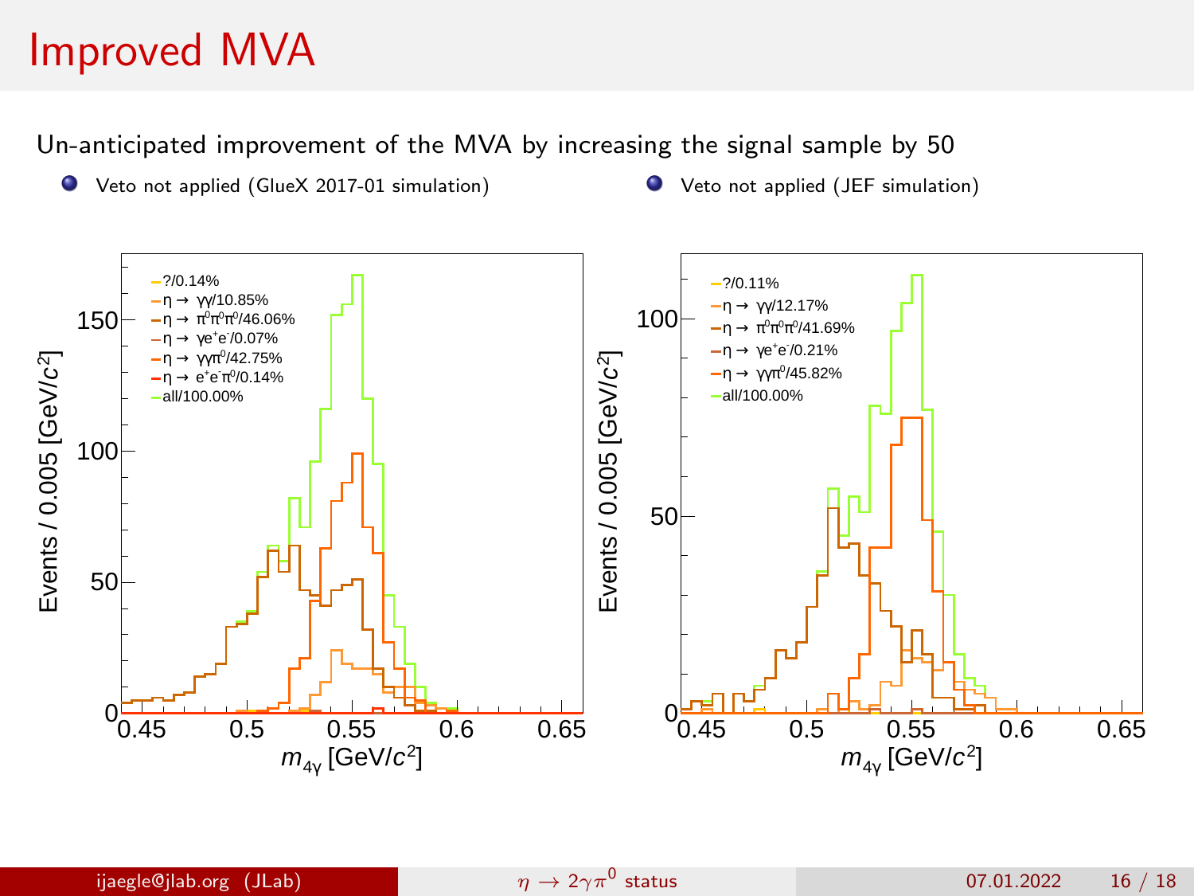# Improved MVA

Un-anticipated improvement of the MVA by increasing the signal sample by 50

- Veto not applied (GlueX 2017-01 simulation)
- Veto not applied (JEF simulation)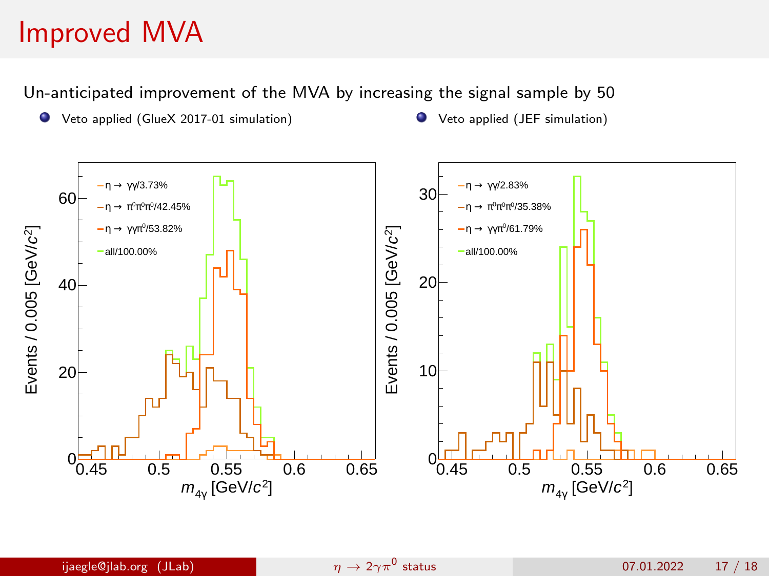# Improved MVA

Un-anticipated improvement of the MVA by increasing the signal sample by 50

- Veto applied (GlueX 2017-01 simulation)
- Veto applied (JEF simulation)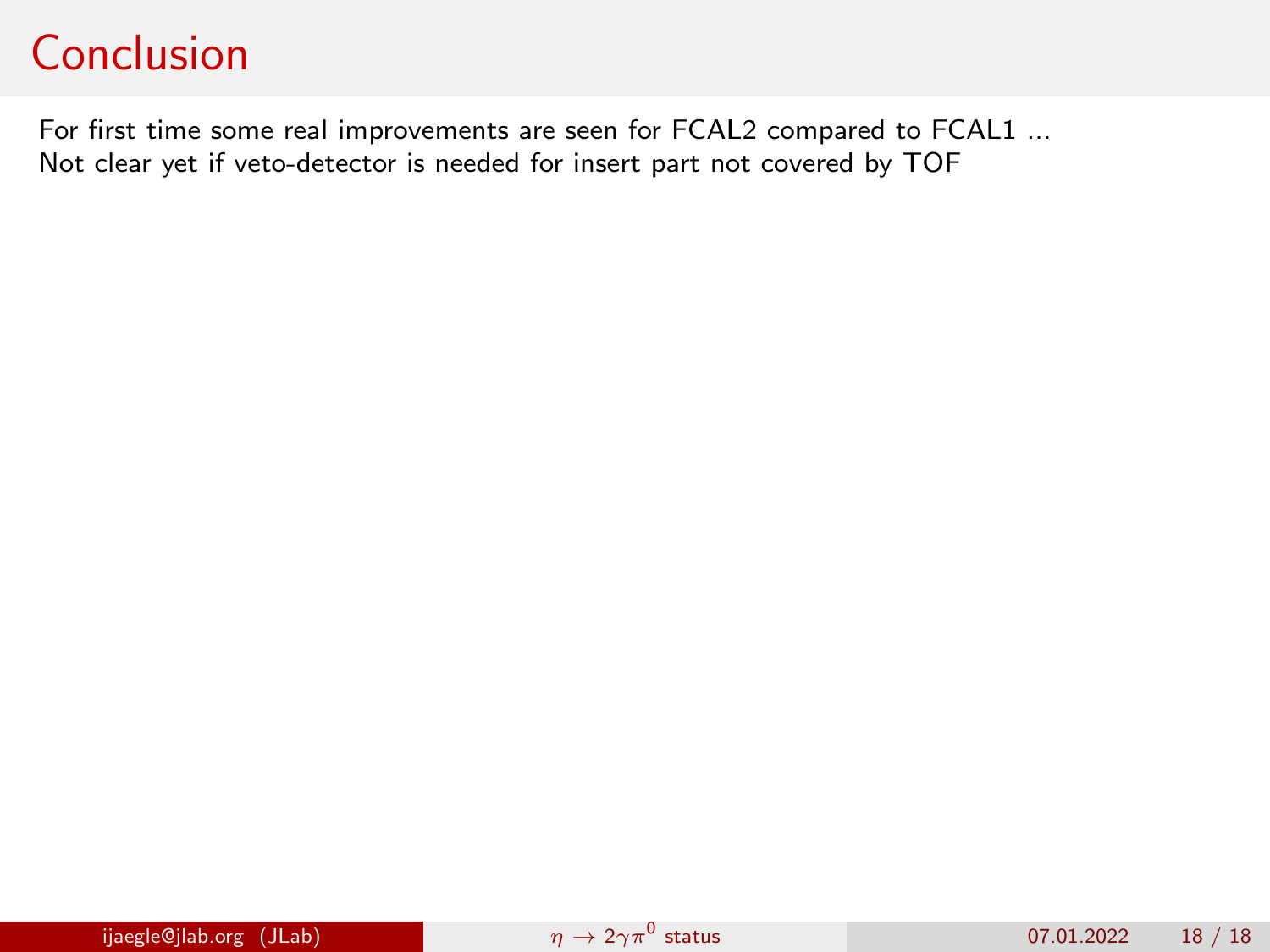# Conclusion

For first time some real improvements are seen for FCAL2 compared to FCAL1 ...
Not clear yet if veto-detector is needed for insert part not covered by TOF